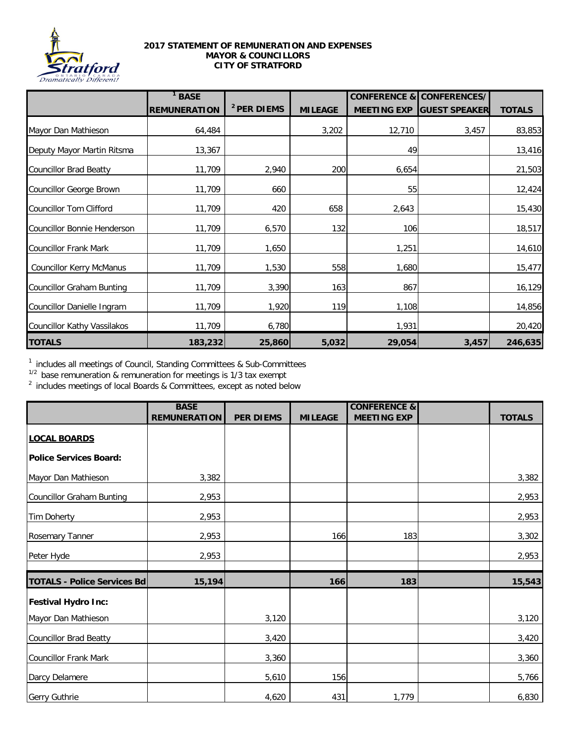**2017 STATEMENT OF REMUNERATION AND EXPENSES**
**MAYOR & COUNCILLORS**
**CITY OF STRATFORD**

| | [1] BASE REMUNERATION | [2] PER DIEMS | MILEAGE | CONFERENCE & MEETING EXP | CONFERENCES/ GUEST SPEAKER | TOTALS |
|---|---|---|---|---|---|---|
| Mayor Dan Mathieson | 64,484 | | 3,202 | 12,710 | 3,457 | 83,853 |
| Deputy Mayor Martin Ritsma | 13,367 | | | 49 | | 13,416 |
| Councillor Brad Beatty | 11,709 | 2,940 | 200 | 6,654 | | 21,503 |
| Councillor George Brown | 11,709 | 660 | | 55 | | 12,424 |
| Councillor Tom Clifford | 11,709 | 420 | 658 | 2,643 | | 15,430 |
| Councillor Bonnie Henderson | 11,709 | 6,570 | 132 | 106 | | 18,517 |
| Councillor Frank Mark | 11,709 | 1,650 | | 1,251 | | 14,610 |
| Councillor Kerry McManus | 11,709 | 1,530 | 558 | 1,680 | | 15,477 |
| Councillor Graham Bunting | 11,709 | 3,390 | 163 | 867 | | 16,129 |
| Councillor Danielle Ingram | 11,709 | 1,920 | 119 | 1,108 | | 14,856 |
| Councillor Kathy Vassilakos | 11,709 | 6,780 | | 1,931 | | 20,420 |
| **TOTALS** | **183,232** | **25,860** | **5,032** | **29,054** | **3,457** | **246,635** |

[1] includes all meetings of Council, Standing Committees & Sub-Committees

[1/2] base remuneration & remuneration for meetings is 1/3 tax exempt

[2] includes meetings of local Boards & Committees, except as noted below

| | BASE REMUNERATION | PER DIEMS | MILEAGE | CONFERENCE & MEETING EXP | | TOTALS |
|---|---|---|---|---|---|---|
| **LOCAL BOARDS** | | | | | | |
| **Police Services Board:** | | | | | | |
| Mayor Dan Mathieson | 3,382 | | | | | 3,382 |
| Councillor Graham Bunting | 2,953 | | | | | 2,953 |
| Tim Doherty | 2,953 | | | | | 2,953 |
| Rosemary Tanner | 2,953 | | 166 | 183 | | 3,302 |
| Peter Hyde | 2,953 | | | | | 2,953 |
| **TOTALS - Police Services Bd** | **15,194** | | **166** | **183** | | **15,543** |
| **Festival Hydro Inc:** | | | | | | |
| Mayor Dan Mathieson | | 3,120 | | | | 3,120 |
| Councillor Brad Beatty | | 3,420 | | | | 3,420 |
| Councillor Frank Mark | | 3,360 | | | | 3,360 |
| Darcy Delamere | | 5,610 | 156 | | | 5,766 |
| Gerry Guthrie | | 4,620 | 431 | 1,779 | | 6,830 |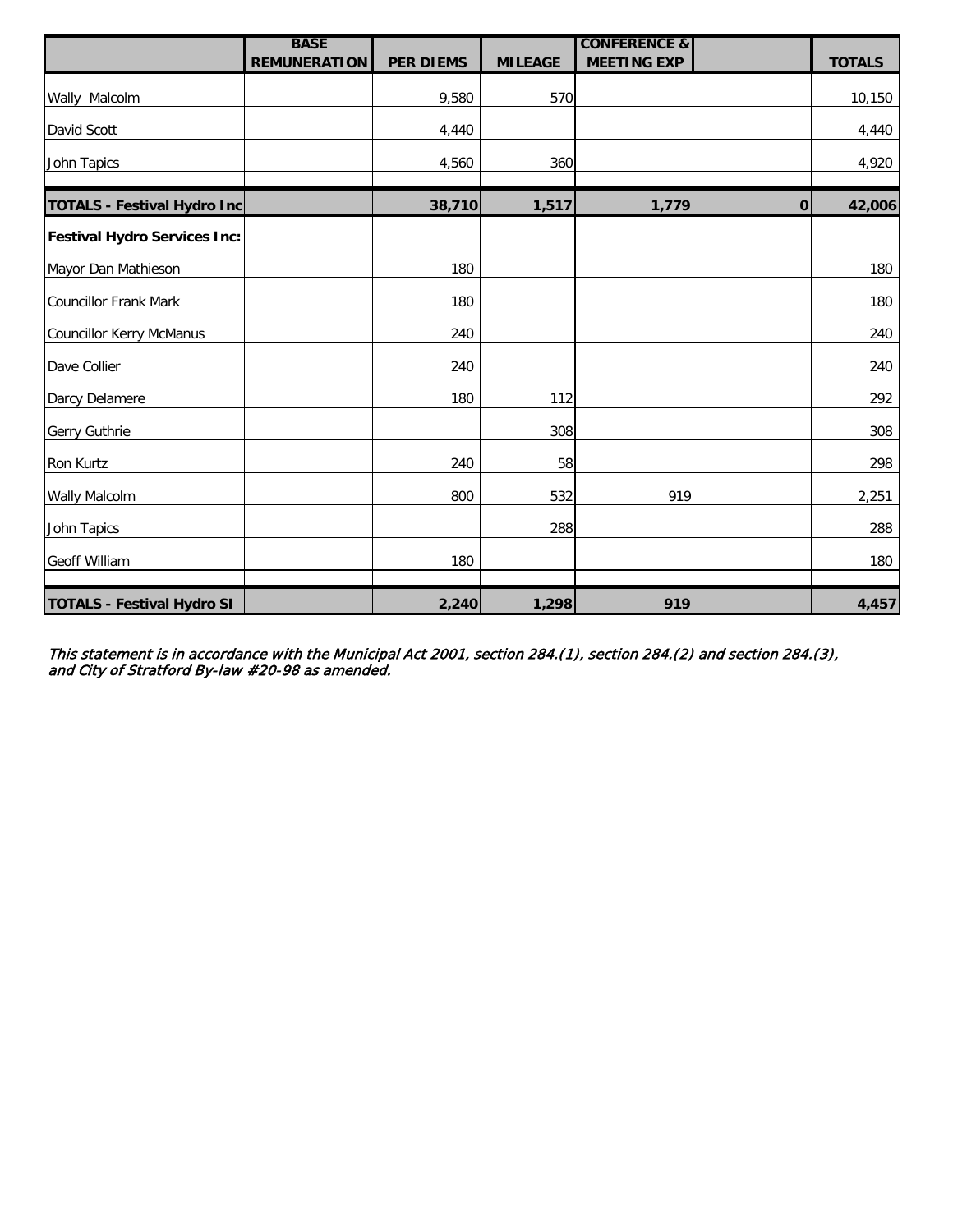| | BASE REMUNERATION | PER DIEMS | MILEAGE | CONFERENCE & MEETING EXP | | TOTALS |
|---|---|---|---|---|---|---|
| Wally Malcolm | | 9,580 | 570 | | | 10,150 |
| David Scott | | 4,440 | | | | 4,440 |
| John Tapics | | 4,560 | 360 | | | 4,920 |
| **TOTALS - Festival Hydro Inc** | | **38,710** | **1,517** | **1,779** | **0** | **42,006** |
| **Festival Hydro Services Inc:** | | | | | | |
| Mayor Dan Mathieson | | 180 | | | | 180 |
| Councillor Frank Mark | | 180 | | | | 180 |
| Councillor Kerry McManus | | 240 | | | | 240 |
| Dave Collier | | 240 | | | | 240 |
| Darcy Delamere | | 180 | 112 | | | 292 |
| Gerry Guthrie | | | 308 | | | 308 |
| Ron Kurtz | | 240 | 58 | | | 298 |
| Wally Malcolm | | 800 | 532 | 919 | | 2,251 |
| John Tapics | | | 288 | | | 288 |
| Geoff William | | 180 | | | | 180 |
| **TOTALS - Festival Hydro SI** | | **2,240** | **1,298** | **919** | | **4,457** |

*This statement is in accordance with the Municipal Act 2001, section 284.(1), section 284.(2) and section 284.(3), and City of Stratford By-law #20-98 as amended.*